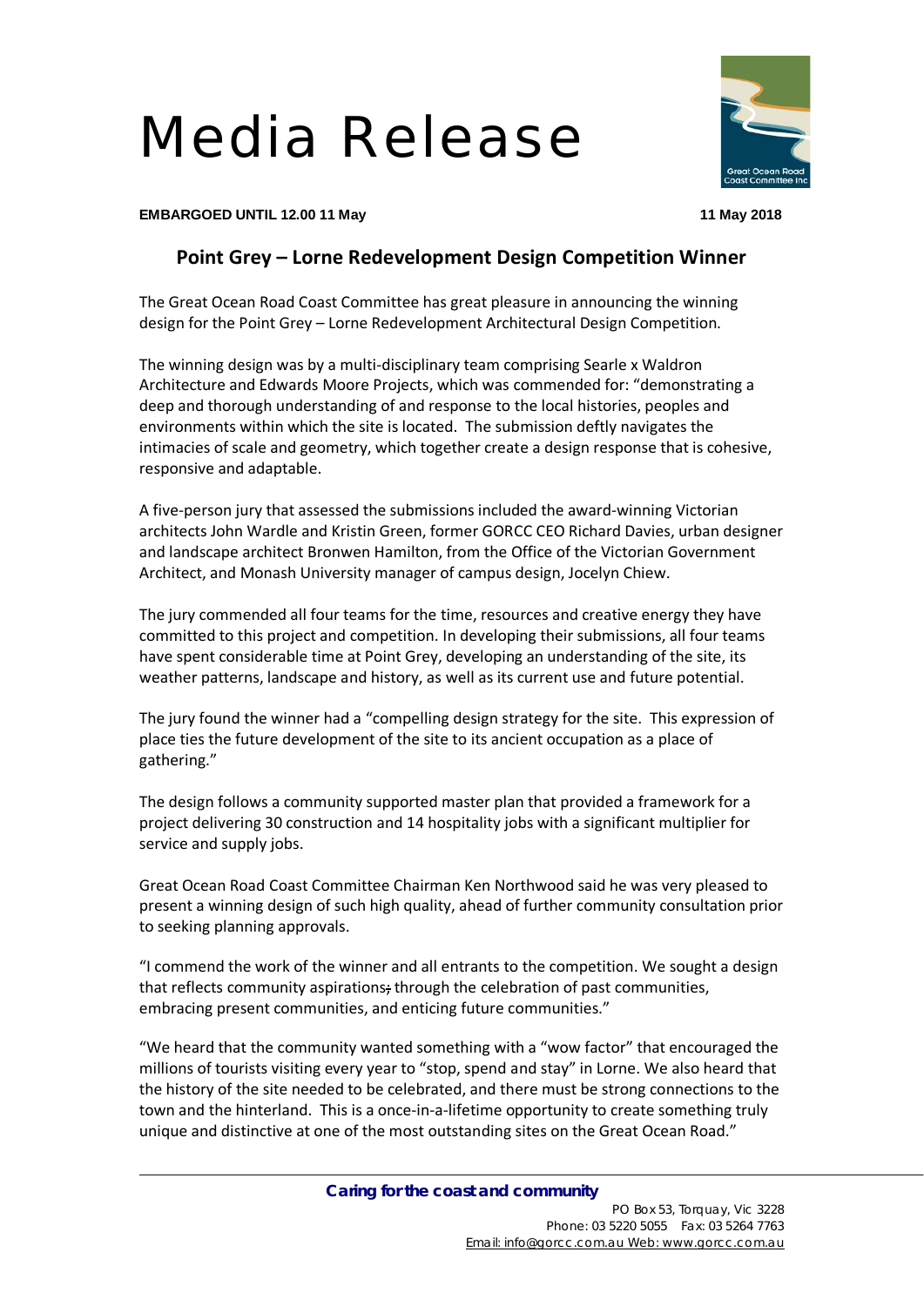# Media Release

**EMBARGOED UNTIL 12.00 11 May** **11 May 2018**

## Point Grey – Lorne Redevelopment Design Competition Winner

The Great Ocean Road Coast Committee has great pleasure in announcing the winning design for the Point Grey – Lorne Redevelopment Architectural Design Competition.

The winning design was by a multi-disciplinary team comprising Searle x Waldron Architecture and Edwards Moore Projects, which was commended for: "demonstrating a deep and thorough understanding of and response to the local histories, peoples and environments within which the site is located. The submission deftly navigates the intimacies of scale and geometry, which together create a design response that is cohesive, responsive and adaptable.

A five-person jury that assessed the submissions included the award-winning Victorian architects John Wardle and Kristin Green, former GORCC CEO Richard Davies, urban designer and landscape architect Bronwen Hamilton, from the Office of the Victorian Government Architect, and Monash University manager of campus design, Jocelyn Chiew.

The jury commended all four teams for the time, resources and creative energy they have committed to this project and competition. In developing their submissions, all four teams have spent considerable time at Point Grey, developing an understanding of the site, its weather patterns, landscape and history, as well as its current use and future potential.

The jury found the winner had a "compelling design strategy for the site. This expression of place ties the future development of the site to its ancient occupation as a place of gathering."

The design follows a community supported master plan that provided a framework for a project delivering 30 construction and 14 hospitality jobs with a significant multiplier for service and supply jobs.

Great Ocean Road Coast Committee Chairman Ken Northwood said he was very pleased to present a winning design of such high quality, ahead of further community consultation prior to seeking planning approvals.

"I commend the work of the winner and all entrants to the competition. We sought a design that reflects community aspirations, through the celebration of past communities, embracing present communities, and enticing future communities."

"We heard that the community wanted something with a "wow factor" that encouraged the millions of tourists visiting every year to "stop, spend and stay" in Lorne. We also heard that the history of the site needed to be celebrated, and there must be strong connections to the town and the hinterland. This is a once-in-a-lifetime opportunity to create something truly unique and distinctive at one of the most outstanding sites on the Great Ocean Road."

**Caring for the coast and community**

PO Box 53, Torquay, Vic 3228
Phone: 03 5220 5055 Fax: 03 5264 7763
Email: info@gorcc.com.au Web: www.gorcc.com.au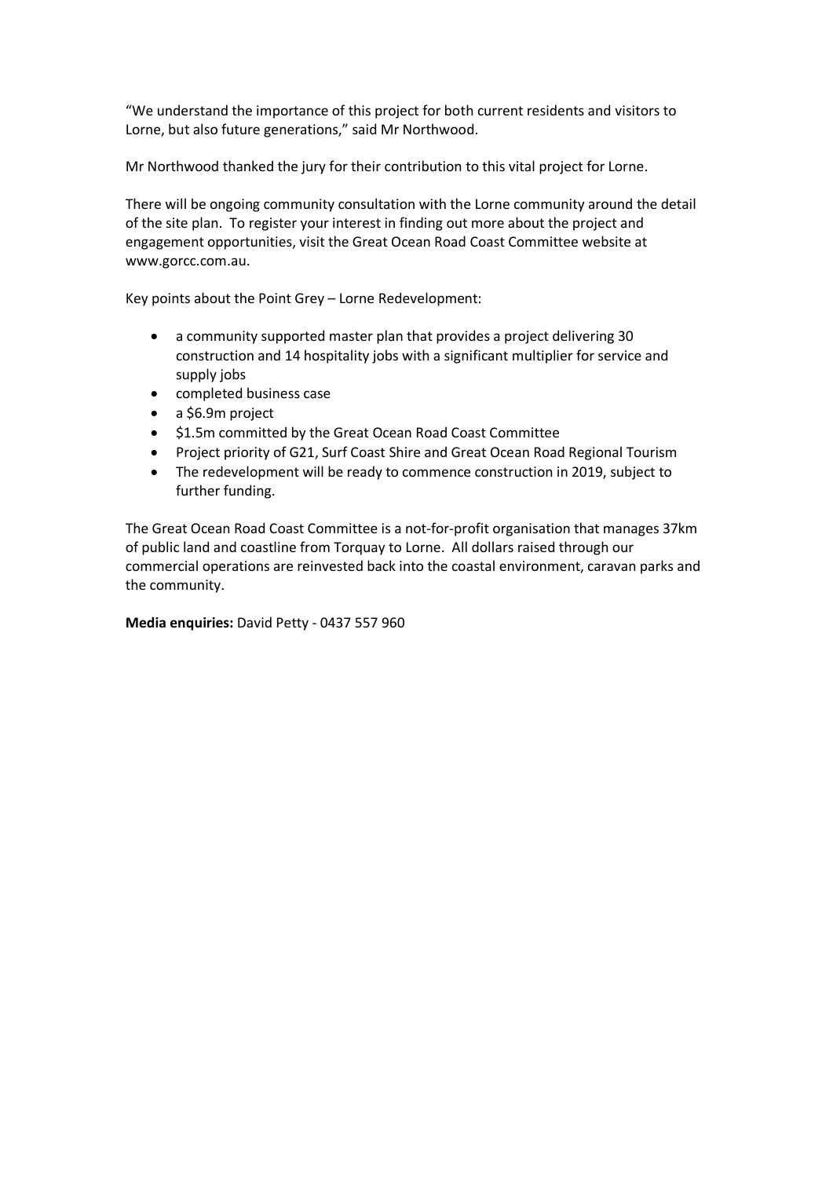"We understand the importance of this project for both current residents and visitors to Lorne, but also future generations," said Mr Northwood.

Mr Northwood thanked the jury for their contribution to this vital project for Lorne.

There will be ongoing community consultation with the Lorne community around the detail of the site plan. To register your interest in finding out more about the project and engagement opportunities, visit the Great Ocean Road Coast Committee website at www.gorcc.com.au.

Key points about the Point Grey – Lorne Redevelopment:

- a community supported master plan that provides a project delivering 30 construction and 14 hospitality jobs with a significant multiplier for service and supply jobs
- completed business case
- a $6.9m project
- $1.5m committed by the Great Ocean Road Coast Committee
- Project priority of G21, Surf Coast Shire and Great Ocean Road Regional Tourism
- The redevelopment will be ready to commence construction in 2019, subject to further funding.

The Great Ocean Road Coast Committee is a not-for-profit organisation that manages 37km of public land and coastline from Torquay to Lorne. All dollars raised through our commercial operations are reinvested back into the coastal environment, caravan parks and the community.

**Media enquiries:** David Petty - 0437 557 960